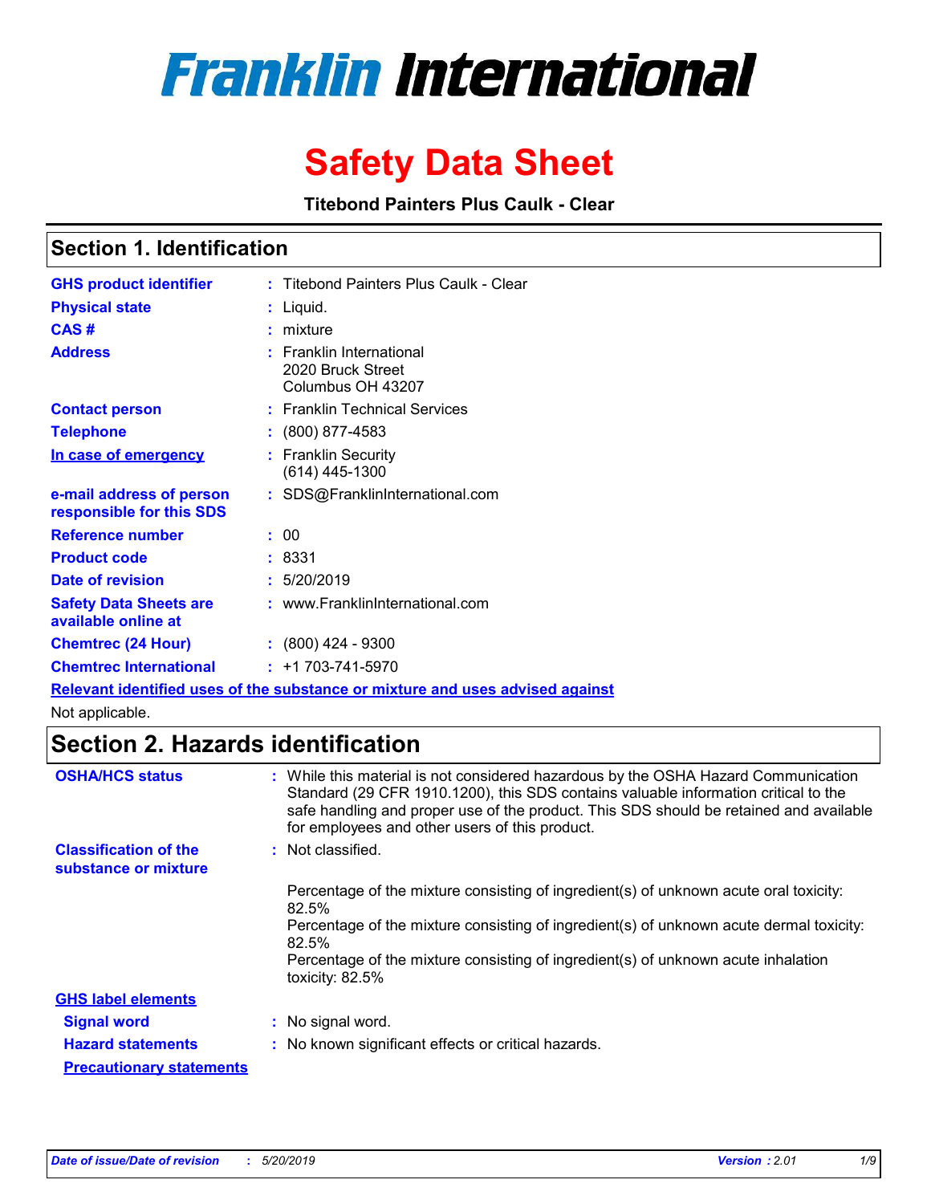# Franklin International

# Safety Data Sheet

**Titebond Painters Plus Caulk - Clear**

## Section 1. Identification

| | | |
|---|---|---|
| **GHS product identifier** | : | Titebond Painters Plus Caulk - Clear |
| **Physical state** | : | Liquid. |
| **CAS #** | : | mixture |
| **Address** | : | Franklin International<br>2020 Bruck Street<br>Columbus OH 43207 |
| **Contact person** | : | Franklin Technical Services |
| **Telephone** | : | (800) 877-4583 |
| **In case of emergency** | : | Franklin Security<br>(614) 445-1300 |
| **e-mail address of person responsible for this SDS** | : | SDS@FranklinInternational.com |
| **Reference number** | : | 00 |
| **Product code** | : | 8331 |
| **Date of revision** | : | 5/20/2019 |
| **Safety Data Sheets are available online at** | : | www.FranklinInternational.com |
| **Chemtrec (24 Hour)** | : | (800) 424 - 9300 |
| **Chemtrec International** | : | +1 703-741-5970 |

**Relevant identified uses of the substance or mixture and uses advised against**

Not applicable.

## Section 2. Hazards identification

| | | |
|---|---|---|
| **OSHA/HCS status** | : | While this material is not considered hazardous by the OSHA Hazard Communication Standard (29 CFR 1910.1200), this SDS contains valuable information critical to the safe handling and proper use of the product. This SDS should be retained and available for employees and other users of this product. |
| **Classification of the substance or mixture** | : | Not classified.<br><br>Percentage of the mixture consisting of ingredient(s) of unknown acute oral toxicity: 82.5%<br>Percentage of the mixture consisting of ingredient(s) of unknown acute dermal toxicity: 82.5%<br>Percentage of the mixture consisting of ingredient(s) of unknown acute inhalation toxicity: 82.5% |

**GHS label elements**

| | | |
|---|---|---|
| **Signal word** | : | No signal word. |
| **Hazard statements** | : | No known significant effects or critical hazards. |

**Precautionary statements**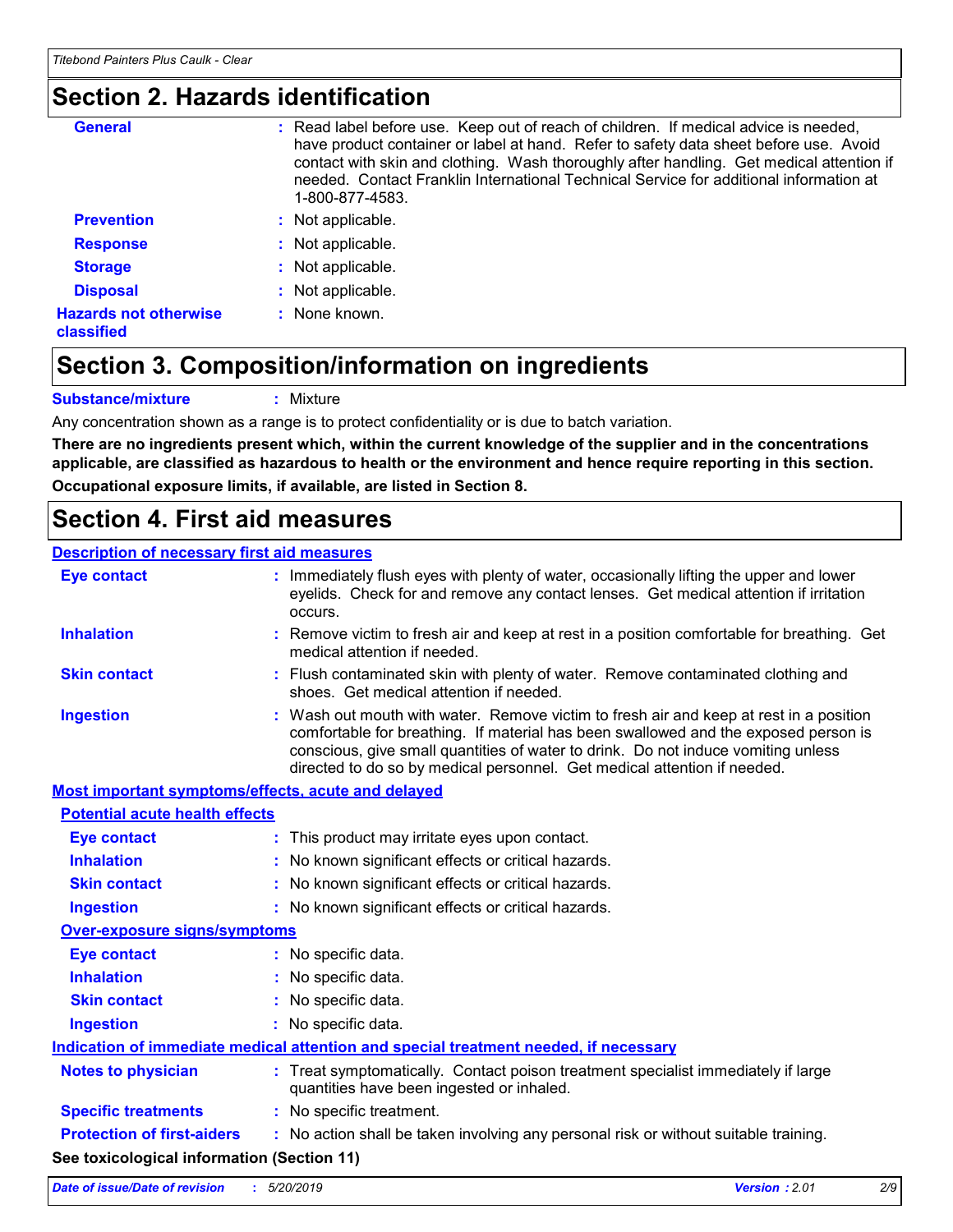## Section 2. Hazards identification

| | |
|---|---|
| **General** | Read label before use. Keep out of reach of children. If medical advice is needed, have product container or label at hand. Refer to safety data sheet before use. Avoid contact with skin and clothing. Wash thoroughly after handling. Get medical attention if needed. Contact Franklin International Technical Service for additional information at 1-800-877-4583. |
| **Prevention** | Not applicable. |
| **Response** | Not applicable. |
| **Storage** | Not applicable. |
| **Disposal** | Not applicable. |
| **Hazards not otherwise classified** | None known. |

## Section 3. Composition/information on ingredients

**Substance/mixture** : Mixture

Any concentration shown as a range is to protect confidentiality or is due to batch variation.

**There are no ingredients present which, within the current knowledge of the supplier and in the concentrations applicable, are classified as hazardous to health or the environment and hence require reporting in this section.**

**Occupational exposure limits, if available, are listed in Section 8.**

## Section 4. First aid measures

### Description of necessary first aid measures

| | |
|---|---|
| **Eye contact** | Immediately flush eyes with plenty of water, occasionally lifting the upper and lower eyelids. Check for and remove any contact lenses. Get medical attention if irritation occurs. |
| **Inhalation** | Remove victim to fresh air and keep at rest in a position comfortable for breathing. Get medical attention if needed. |
| **Skin contact** | Flush contaminated skin with plenty of water. Remove contaminated clothing and shoes. Get medical attention if needed. |
| **Ingestion** | Wash out mouth with water. Remove victim to fresh air and keep at rest in a position comfortable for breathing. If material has been swallowed and the exposed person is conscious, give small quantities of water to drink. Do not induce vomiting unless directed to do so by medical personnel. Get medical attention if needed. |

### Most important symptoms/effects, acute and delayed

**Potential acute health effects**

| | |
|---|---|
| **Eye contact** | This product may irritate eyes upon contact. |
| **Inhalation** | No known significant effects or critical hazards. |
| **Skin contact** | No known significant effects or critical hazards. |
| **Ingestion** | No known significant effects or critical hazards. |

**Over-exposure signs/symptoms**

| | |
|---|---|
| **Eye contact** | No specific data. |
| **Inhalation** | No specific data. |
| **Skin contact** | No specific data. |
| **Ingestion** | No specific data. |

### Indication of immediate medical attention and special treatment needed, if necessary

| | |
|---|---|
| **Notes to physician** | Treat symptomatically. Contact poison treatment specialist immediately if large quantities have been ingested or inhaled. |
| **Specific treatments** | No specific treatment. |
| **Protection of first-aiders** | No action shall be taken involving any personal risk or without suitable training. |

**See toxicological information (Section 11)**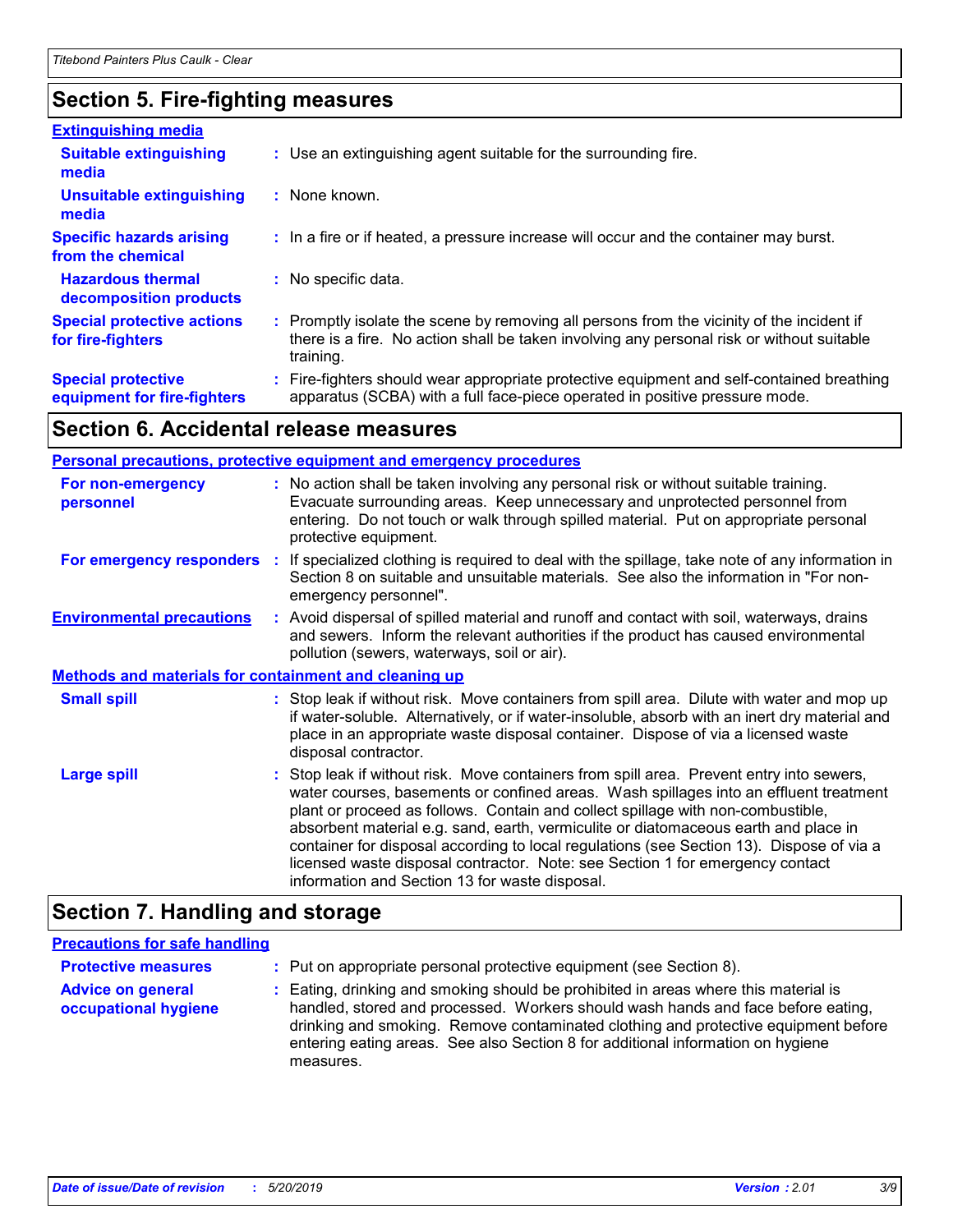## Section 5. Fire-fighting measures

**Extinguishing media**

| | |
|---|---|
| **Suitable extinguishing media** | Use an extinguishing agent suitable for the surrounding fire. |
| **Unsuitable extinguishing media** | None known. |
| **Specific hazards arising from the chemical** | In a fire or if heated, a pressure increase will occur and the container may burst. |
| **Hazardous thermal decomposition products** | No specific data. |
| **Special protective actions for fire-fighters** | Promptly isolate the scene by removing all persons from the vicinity of the incident if there is a fire. No action shall be taken involving any personal risk or without suitable training. |
| **Special protective equipment for fire-fighters** | Fire-fighters should wear appropriate protective equipment and self-contained breathing apparatus (SCBA) with a full face-piece operated in positive pressure mode. |

## Section 6. Accidental release measures

**Personal precautions, protective equipment and emergency procedures**

| | |
|---|---|
| **For non-emergency personnel** | No action shall be taken involving any personal risk or without suitable training. Evacuate surrounding areas. Keep unnecessary and unprotected personnel from entering. Do not touch or walk through spilled material. Put on appropriate personal protective equipment. |
| **For emergency responders** | If specialized clothing is required to deal with the spillage, take note of any information in Section 8 on suitable and unsuitable materials. See also the information in "For non-emergency personnel". |
| **Environmental precautions** | Avoid dispersal of spilled material and runoff and contact with soil, waterways, drains and sewers. Inform the relevant authorities if the product has caused environmental pollution (sewers, waterways, soil or air). |

**Methods and materials for containment and cleaning up**

| | |
|---|---|
| **Small spill** | Stop leak if without risk. Move containers from spill area. Dilute with water and mop up if water-soluble. Alternatively, or if water-insoluble, absorb with an inert dry material and place in an appropriate waste disposal container. Dispose of via a licensed waste disposal contractor. |
| **Large spill** | Stop leak if without risk. Move containers from spill area. Prevent entry into sewers, water courses, basements or confined areas. Wash spillages into an effluent treatment plant or proceed as follows. Contain and collect spillage with non-combustible, absorbent material e.g. sand, earth, vermiculite or diatomaceous earth and place in container for disposal according to local regulations (see Section 13). Dispose of via a licensed waste disposal contractor. Note: see Section 1 for emergency contact information and Section 13 for waste disposal. |

## Section 7. Handling and storage

**Precautions for safe handling**

| | |
|---|---|
| **Protective measures** | Put on appropriate personal protective equipment (see Section 8). |
| **Advice on general occupational hygiene** | Eating, drinking and smoking should be prohibited in areas where this material is handled, stored and processed. Workers should wash hands and face before eating, drinking and smoking. Remove contaminated clothing and protective equipment before entering eating areas. See also Section 8 for additional information on hygiene measures. |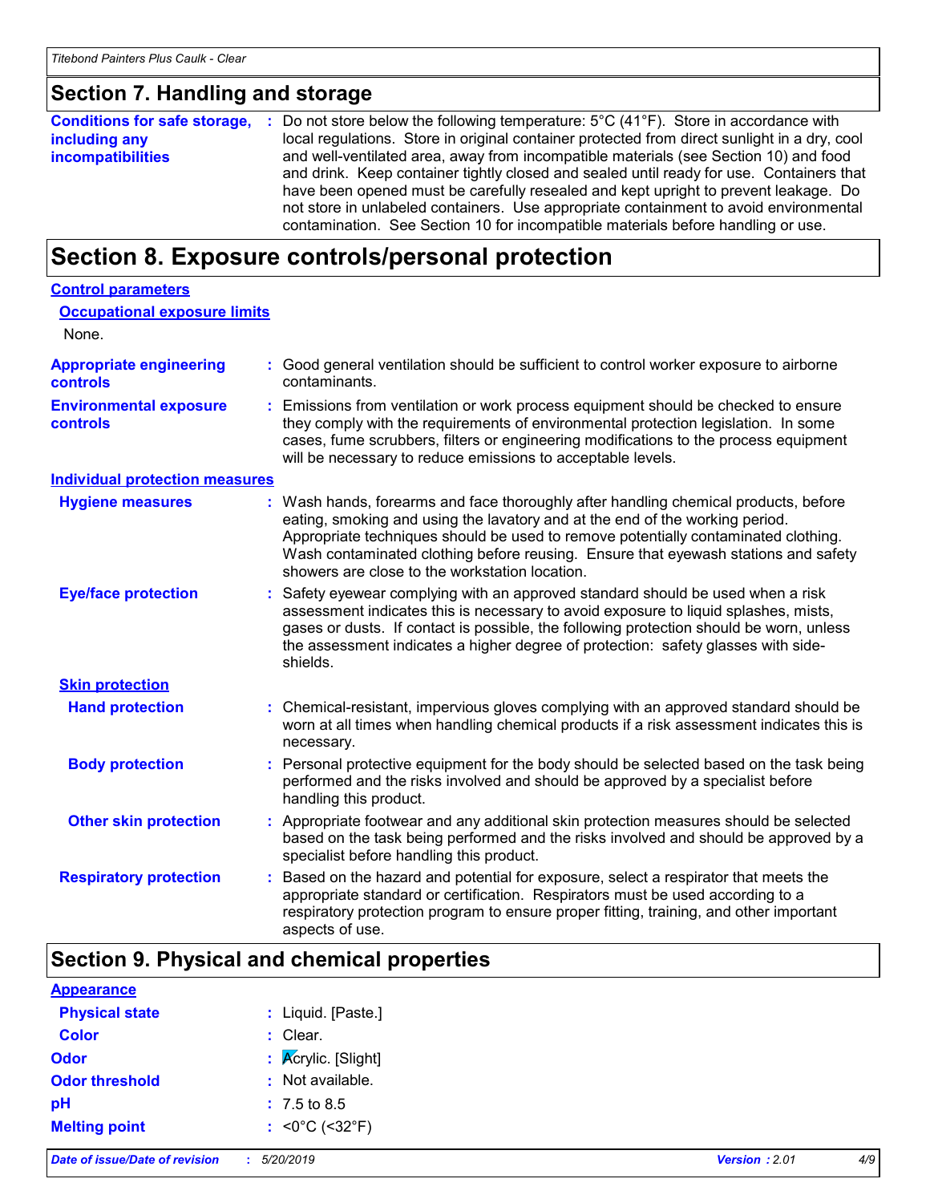## Section 7. Handling and storage

**Conditions for safe storage, including any incompatibilities** : Do not store below the following temperature: 5°C (41°F). Store in accordance with local regulations. Store in original container protected from direct sunlight in a dry, cool and well-ventilated area, away from incompatible materials (see Section 10) and food and drink. Keep container tightly closed and sealed until ready for use. Containers that have been opened must be carefully resealed and kept upright to prevent leakage. Do not store in unlabeled containers. Use appropriate containment to avoid environmental contamination. See Section 10 for incompatible materials before handling or use.

## Section 8. Exposure controls/personal protection

**Control parameters**

**Occupational exposure limits**

None.

**Appropriate engineering controls** : Good general ventilation should be sufficient to control worker exposure to airborne contaminants.

**Environmental exposure controls** : Emissions from ventilation or work process equipment should be checked to ensure they comply with the requirements of environmental protection legislation. In some cases, fume scrubbers, filters or engineering modifications to the process equipment will be necessary to reduce emissions to acceptable levels.

**Individual protection measures**

**Hygiene measures** : Wash hands, forearms and face thoroughly after handling chemical products, before eating, smoking and using the lavatory and at the end of the working period. Appropriate techniques should be used to remove potentially contaminated clothing. Wash contaminated clothing before reusing. Ensure that eyewash stations and safety showers are close to the workstation location.

**Eye/face protection** : Safety eyewear complying with an approved standard should be used when a risk assessment indicates this is necessary to avoid exposure to liquid splashes, mists, gases or dusts. If contact is possible, the following protection should be worn, unless the assessment indicates a higher degree of protection: safety glasses with side-shields.

**Skin protection**

**Hand protection** : Chemical-resistant, impervious gloves complying with an approved standard should be worn at all times when handling chemical products if a risk assessment indicates this is necessary.

**Body protection** : Personal protective equipment for the body should be selected based on the task being performed and the risks involved and should be approved by a specialist before handling this product.

**Other skin protection** : Appropriate footwear and any additional skin protection measures should be selected based on the task being performed and the risks involved and should be approved by a specialist before handling this product.

**Respiratory protection** : Based on the hazard and potential for exposure, select a respirator that meets the appropriate standard or certification. Respirators must be used according to a respiratory protection program to ensure proper fitting, training, and other important aspects of use.

## Section 9. Physical and chemical properties

**Appearance**

**Physical state** : Liquid. [Paste.]

**Color** : Clear.

**Odor** : Acrylic. [Slight]

**Odor threshold** : Not available.

**pH** : 7.5 to 8.5

**Melting point** : <0°C (<32°F)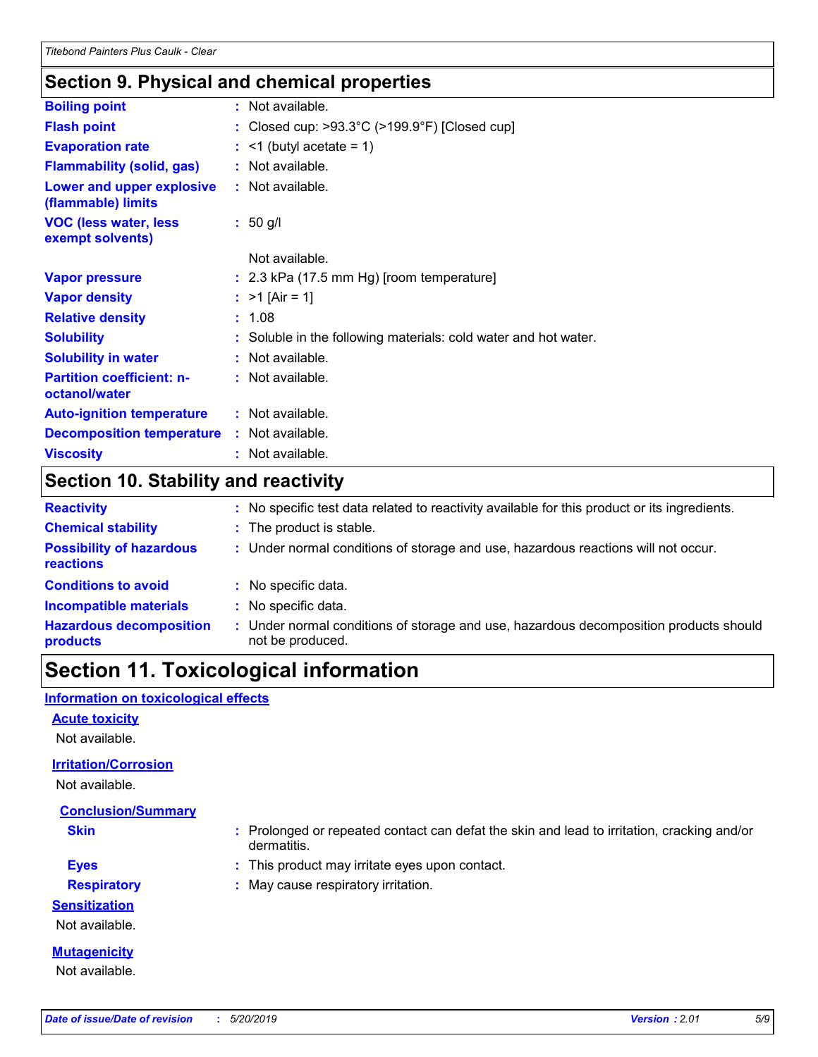## Section 9. Physical and chemical properties

| | |
|---|---|
| **Boiling point** | : Not available. |
| **Flash point** | : Closed cup: >93.3°C (>199.9°F) [Closed cup] |
| **Evaporation rate** | : <1 (butyl acetate = 1) |
| **Flammability (solid, gas)** | : Not available. |
| **Lower and upper explosive (flammable) limits** | : Not available. |
| **VOC (less water, less exempt solvents)** | : 50 g/l |
| | Not available. |
| **Vapor pressure** | : 2.3 kPa (17.5 mm Hg) [room temperature] |
| **Vapor density** | : >1 [Air = 1] |
| **Relative density** | : 1.08 |
| **Solubility** | : Soluble in the following materials: cold water and hot water. |
| **Solubility in water** | : Not available. |
| **Partition coefficient: n-octanol/water** | : Not available. |
| **Auto-ignition temperature** | : Not available. |
| **Decomposition temperature** | : Not available. |
| **Viscosity** | : Not available. |

## Section 10. Stability and reactivity

| | |
|---|---|
| **Reactivity** | : No specific test data related to reactivity available for this product or its ingredients. |
| **Chemical stability** | : The product is stable. |
| **Possibility of hazardous reactions** | : Under normal conditions of storage and use, hazardous reactions will not occur. |
| **Conditions to avoid** | : No specific data. |
| **Incompatible materials** | : No specific data. |
| **Hazardous decomposition products** | : Under normal conditions of storage and use, hazardous decomposition products should not be produced. |

## Section 11. Toxicological information

### Information on toxicological effects

#### Acute toxicity

Not available.

#### Irritation/Corrosion

Not available.

**Conclusion/Summary**

| | |
|---|---|
| **Skin** | : Prolonged or repeated contact can defat the skin and lead to irritation, cracking and/or dermatitis. |
| **Eyes** | : This product may irritate eyes upon contact. |
| **Respiratory** | : May cause respiratory irritation. |

#### Sensitization

Not available.

#### Mutagenicity

Not available.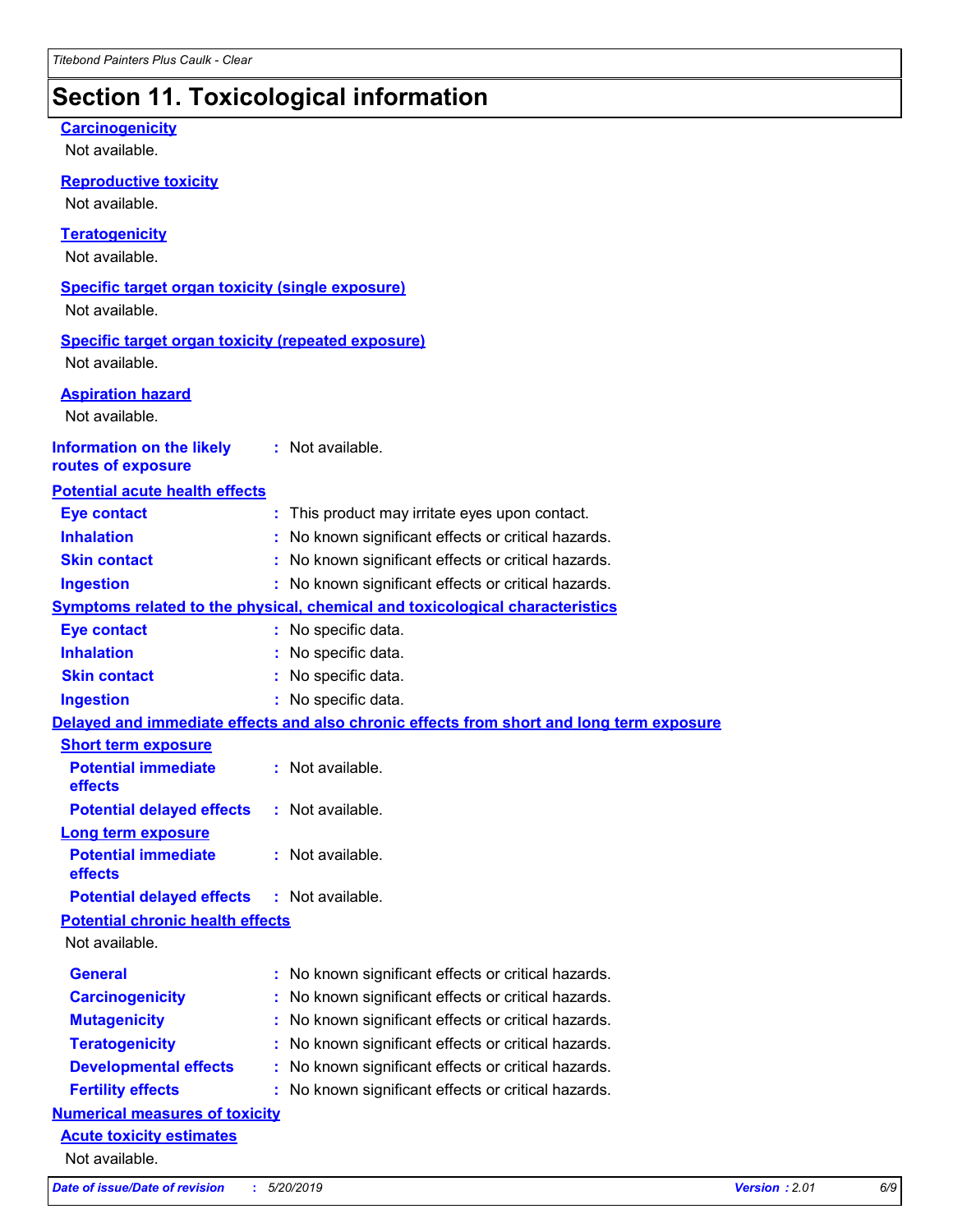## Section 11. Toxicological information

**Carcinogenicity**

Not available.

**Reproductive toxicity**

Not available.

**Teratogenicity**

Not available.

**Specific target organ toxicity (single exposure)**

Not available.

**Specific target organ toxicity (repeated exposure)**

Not available.

**Aspiration hazard**

Not available.

**Information on the likely routes of exposure** : Not available.

**Potential acute health effects**

- **Eye contact** : This product may irritate eyes upon contact.
- **Inhalation** : No known significant effects or critical hazards.
- **Skin contact** : No known significant effects or critical hazards.
- **Ingestion** : No known significant effects or critical hazards.

**Symptoms related to the physical, chemical and toxicological characteristics**

- **Eye contact** : No specific data.
- **Inhalation** : No specific data.
- **Skin contact** : No specific data.
- **Ingestion** : No specific data.

**Delayed and immediate effects and also chronic effects from short and long term exposure**

**Short term exposure**

- **Potential immediate effects** : Not available.
- **Potential delayed effects** : Not available.

**Long term exposure**

- **Potential immediate effects** : Not available.
- **Potential delayed effects** : Not available.

**Potential chronic health effects**

Not available.

- **General** : No known significant effects or critical hazards.
- **Carcinogenicity** : No known significant effects or critical hazards.
- **Mutagenicity** : No known significant effects or critical hazards.
- **Teratogenicity** : No known significant effects or critical hazards.
- **Developmental effects** : No known significant effects or critical hazards.
- **Fertility effects** : No known significant effects or critical hazards.

**Numerical measures of toxicity**

**Acute toxicity estimates**

Not available.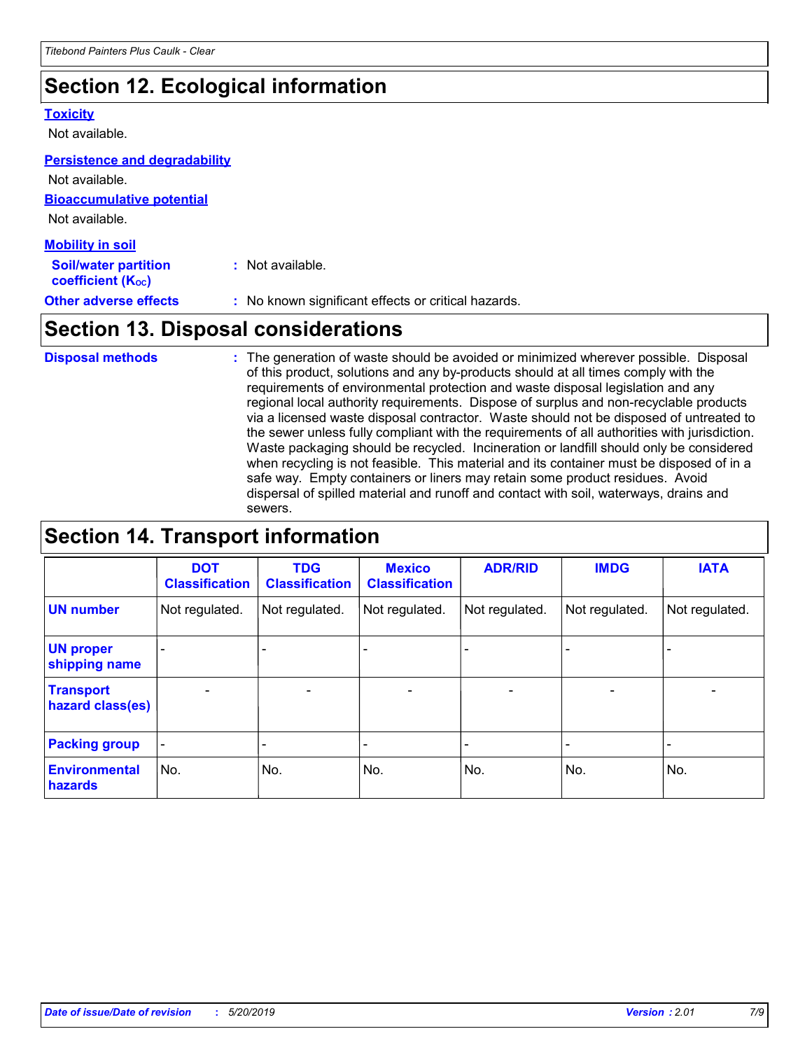## Section 12. Ecological information

### Toxicity

Not available.

### Persistence and degradability

Not available.

### Bioaccumulative potential

Not available.

### Mobility in soil

**Soil/water partition coefficient ($K_{OC}$)** : Not available.

**Other adverse effects** : No known significant effects or critical hazards.

## Section 13. Disposal considerations

**Disposal methods** : The generation of waste should be avoided or minimized wherever possible. Disposal of this product, solutions and any by-products should at all times comply with the requirements of environmental protection and waste disposal legislation and any regional local authority requirements. Dispose of surplus and non-recyclable products via a licensed waste disposal contractor. Waste should not be disposed of untreated to the sewer unless fully compliant with the requirements of all authorities with jurisdiction. Waste packaging should be recycled. Incineration or landfill should only be considered when recycling is not feasible. This material and its container must be disposed of in a safe way. Empty containers or liners may retain some product residues. Avoid dispersal of spilled material and runoff and contact with soil, waterways, drains and sewers.

## Section 14. Transport information

| | DOT Classification | TDG Classification | Mexico Classification | ADR/RID | IMDG | IATA |
|---|---|---|---|---|---|---|
| **UN number** | Not regulated. | Not regulated. | Not regulated. | Not regulated. | Not regulated. | Not regulated. |
| **UN proper shipping name** | - | - | - | - | - | - |
| **Transport hazard class(es)** | - | - | - | - | - | - |
| **Packing group** | - | - | - | - | - | - |
| **Environmental hazards** | No. | No. | No. | No. | No. | No. |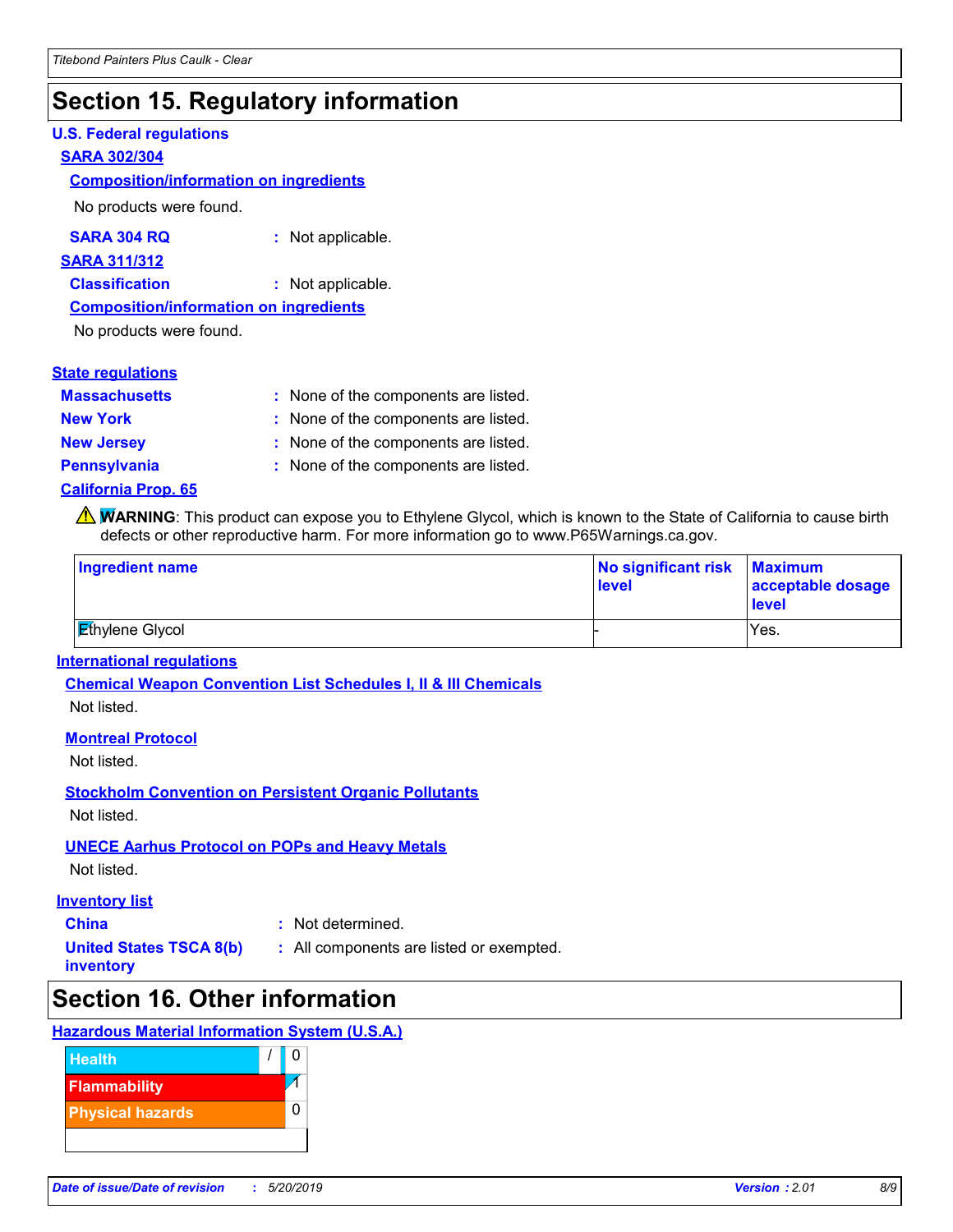# Section 15. Regulatory information

**U.S. Federal regulations**

**SARA 302/304**

**Composition/information on ingredients**

No products were found.

**SARA 304 RQ** : Not applicable.

**SARA 311/312**

**Classification** : Not applicable.

**Composition/information on ingredients**

No products were found.

**State regulations**

**Massachusetts** : None of the components are listed.

**New York** : None of the components are listed.

**New Jersey** : None of the components are listed.

**Pennsylvania** : None of the components are listed.

**California Prop. 65**

⚠ **WARNING**: This product can expose you to Ethylene Glycol, which is known to the State of California to cause birth defects or other reproductive harm. For more information go to www.P65Warnings.ca.gov.

| Ingredient name | No significant risk level | Maximum acceptable dosage level |
|---|---|---|
| Ethylene Glycol | - | Yes. |

**International regulations**

**Chemical Weapon Convention List Schedules I, II & III Chemicals**

Not listed.

**Montreal Protocol**

Not listed.

**Stockholm Convention on Persistent Organic Pollutants**

Not listed.

**UNECE Aarhus Protocol on POPs and Heavy Metals**

Not listed.

**Inventory list**

**China** : Not determined.

**United States TSCA 8(b) inventory** : All components are listed or exempted.

# Section 16. Other information

**Hazardous Material Information System (U.S.A.)**

| | | |
|---|---|---|
| Health | / | 0 |
| Flammability | | 1 |
| Physical hazards | | 0 |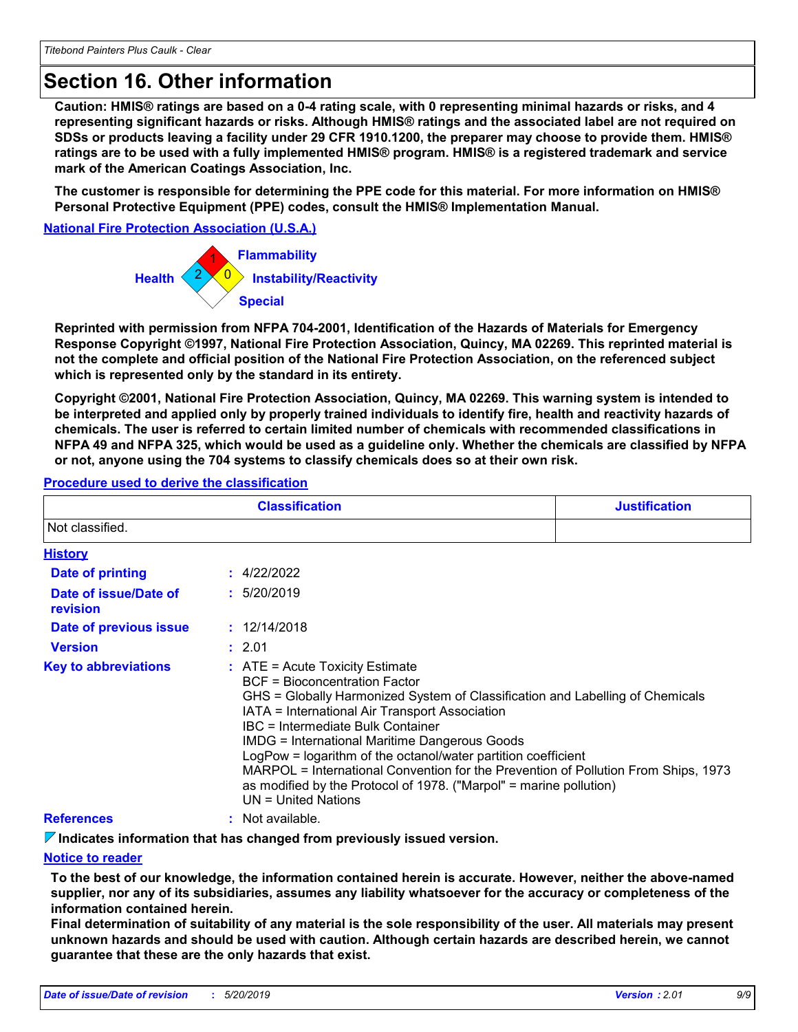# Section 16. Other information

**Caution: HMIS® ratings are based on a 0-4 rating scale, with 0 representing minimal hazards or risks, and 4 representing significant hazards or risks. Although HMIS® ratings and the associated label are not required on SDSs or products leaving a facility under 29 CFR 1910.1200, the preparer may choose to provide them. HMIS® ratings are to be used with a fully implemented HMIS® program. HMIS® is a registered trademark and service mark of the American Coatings Association, Inc.**

**The customer is responsible for determining the PPE code for this material. For more information on HMIS® Personal Protective Equipment (PPE) codes, consult the HMIS® Implementation Manual.**

**National Fire Protection Association (U.S.A.)**

Flammability: 1
Health: 2
Instability/Reactivity: 0
Special

**Reprinted with permission from NFPA 704-2001, Identification of the Hazards of Materials for Emergency Response Copyright ©1997, National Fire Protection Association, Quincy, MA 02269. This reprinted material is not the complete and official position of the National Fire Protection Association, on the referenced subject which is represented only by the standard in its entirety.**

**Copyright ©2001, National Fire Protection Association, Quincy, MA 02269. This warning system is intended to be interpreted and applied only by properly trained individuals to identify fire, health and reactivity hazards of chemicals. The user is referred to certain limited number of chemicals with recommended classifications in NFPA 49 and NFPA 325, which would be used as a guideline only. Whether the chemicals are classified by NFPA or not, anyone using the 704 systems to classify chemicals does so at their own risk.**

**Procedure used to derive the classification**

| Classification | Justification |
|---|---|
| Not classified. | |

**History**

| | |
|---|---|
| **Date of printing** | : 4/22/2022 |
| **Date of issue/Date of revision** | : 5/20/2019 |
| **Date of previous issue** | : 12/14/2018 |
| **Version** | : 2.01 |
| **Key to abbreviations** | : ATE = Acute Toxicity Estimate<br>BCF = Bioconcentration Factor<br>GHS = Globally Harmonized System of Classification and Labelling of Chemicals<br>IATA = International Air Transport Association<br>IBC = Intermediate Bulk Container<br>IMDG = International Maritime Dangerous Goods<br>LogPow = logarithm of the octanol/water partition coefficient<br>MARPOL = International Convention for the Prevention of Pollution From Ships, 1973 as modified by the Protocol of 1978. ("Marpol" = marine pollution)<br>UN = United Nations |
| **References** | : Not available. |

**Indicates information that has changed from previously issued version.**

**Notice to reader**

**To the best of our knowledge, the information contained herein is accurate. However, neither the above-named supplier, nor any of its subsidiaries, assumes any liability whatsoever for the accuracy or completeness of the information contained herein.**
**Final determination of suitability of any material is the sole responsibility of the user. All materials may present unknown hazards and should be used with caution. Although certain hazards are described herein, we cannot guarantee that these are the only hazards that exist.**